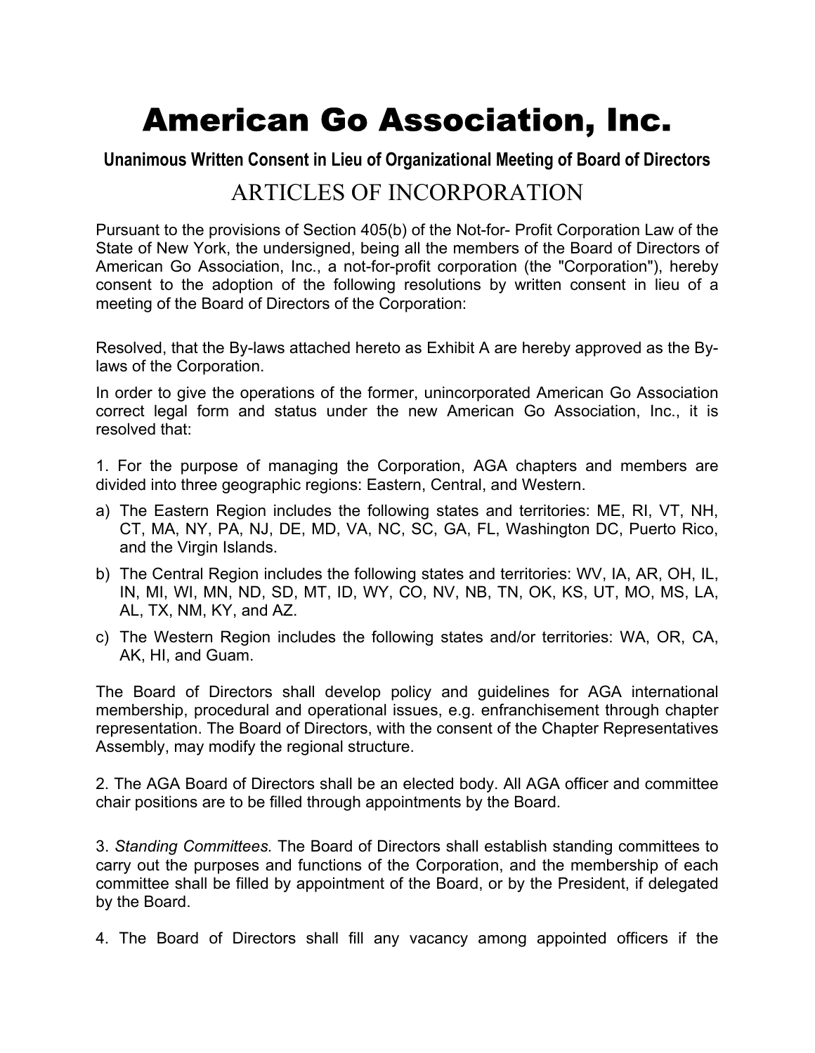# American Go Association, Inc.

## Unanimous Written Consent in Lieu of Organizational Meeting of Board of Directors

## ARTICLES OF INCORPORATION

Pursuant to the provisions of Section 405(b) of the Not-for- Profit Corporation Law of the State of New York, the undersigned, being all the members of the Board of Directors of American Go Association, Inc., a not-for-profit corporation (the "Corporation"), hereby consent to the adoption of the following resolutions by written consent in lieu of a meeting of the Board of Directors of the Corporation:

Resolved, that the By-laws attached hereto as Exhibit A are hereby approved as the By-laws of the Corporation.

In order to give the operations of the former, unincorporated American Go Association correct legal form and status under the new American Go Association, Inc., it is resolved that:

1. For the purpose of managing the Corporation, AGA chapters and members are divided into three geographic regions: Eastern, Central, and Western.

a) The Eastern Region includes the following states and territories: ME, RI, VT, NH, CT, MA, NY, PA, NJ, DE, MD, VA, NC, SC, GA, FL, Washington DC, Puerto Rico, and the Virgin Islands.

b) The Central Region includes the following states and territories: WV, IA, AR, OH, IL, IN, MI, WI, MN, ND, SD, MT, ID, WY, CO, NV, NB, TN, OK, KS, UT, MO, MS, LA, AL, TX, NM, KY, and AZ.

c) The Western Region includes the following states and/or territories: WA, OR, CA, AK, HI, and Guam.

The Board of Directors shall develop policy and guidelines for AGA international membership, procedural and operational issues, e.g. enfranchisement through chapter representation. The Board of Directors, with the consent of the Chapter Representatives Assembly, may modify the regional structure.

2. The AGA Board of Directors shall be an elected body. All AGA officer and committee chair positions are to be filled through appointments by the Board.

3. *Standing Committees.* The Board of Directors shall establish standing committees to carry out the purposes and functions of the Corporation, and the membership of each committee shall be filled by appointment of the Board, or by the President, if delegated by the Board.

4. The Board of Directors shall fill any vacancy among appointed officers if the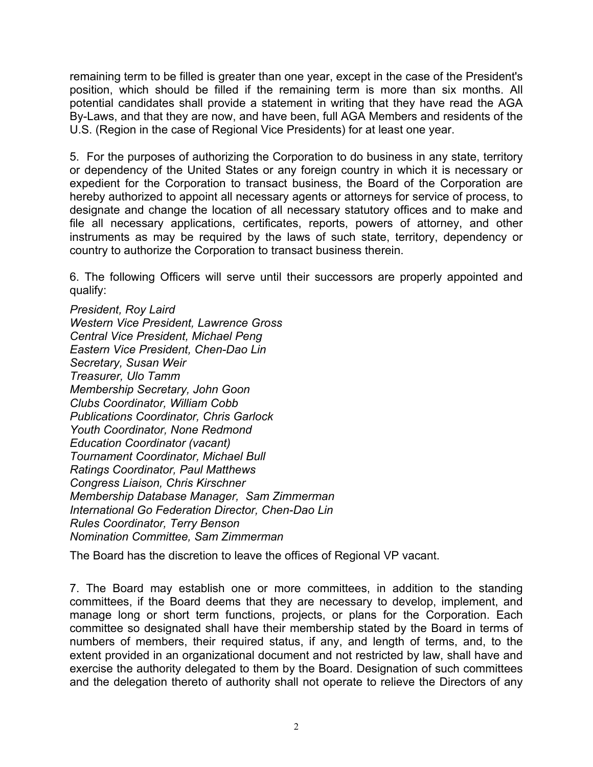remaining term to be filled is greater than one year, except in the case of the President's position, which should be filled if the remaining term is more than six months. All potential candidates shall provide a statement in writing that they have read the AGA By-Laws, and that they are now, and have been, full AGA Members and residents of the U.S. (Region in the case of Regional Vice Presidents) for at least one year.

5. For the purposes of authorizing the Corporation to do business in any state, territory or dependency of the United States or any foreign country in which it is necessary or expedient for the Corporation to transact business, the Board of the Corporation are hereby authorized to appoint all necessary agents or attorneys for service of process, to designate and change the location of all necessary statutory offices and to make and file all necessary applications, certificates, reports, powers of attorney, and other instruments as may be required by the laws of such state, territory, dependency or country to authorize the Corporation to transact business therein.

6. The following Officers will serve until their successors are properly appointed and qualify:

*President, Roy Laird*
*Western Vice President, Lawrence Gross*
*Central Vice President, Michael Peng*
*Eastern Vice President, Chen-Dao Lin*
*Secretary, Susan Weir*
*Treasurer, Ulo Tamm*
*Membership Secretary, John Goon*
*Clubs Coordinator, William Cobb*
*Publications Coordinator, Chris Garlock*
*Youth Coordinator, None Redmond*
*Education Coordinator (vacant)*
*Tournament Coordinator, Michael Bull*
*Ratings Coordinator, Paul Matthews*
*Congress Liaison, Chris Kirschner*
*Membership Database Manager, Sam Zimmerman*
*International Go Federation Director, Chen-Dao Lin*
*Rules Coordinator, Terry Benson*
*Nomination Committee, Sam Zimmerman*

The Board has the discretion to leave the offices of Regional VP vacant.

7. The Board may establish one or more committees, in addition to the standing committees, if the Board deems that they are necessary to develop, implement, and manage long or short term functions, projects, or plans for the Corporation. Each committee so designated shall have their membership stated by the Board in terms of numbers of members, their required status, if any, and length of terms, and, to the extent provided in an organizational document and not restricted by law, shall have and exercise the authority delegated to them by the Board. Designation of such committees and the delegation thereto of authority shall not operate to relieve the Directors of any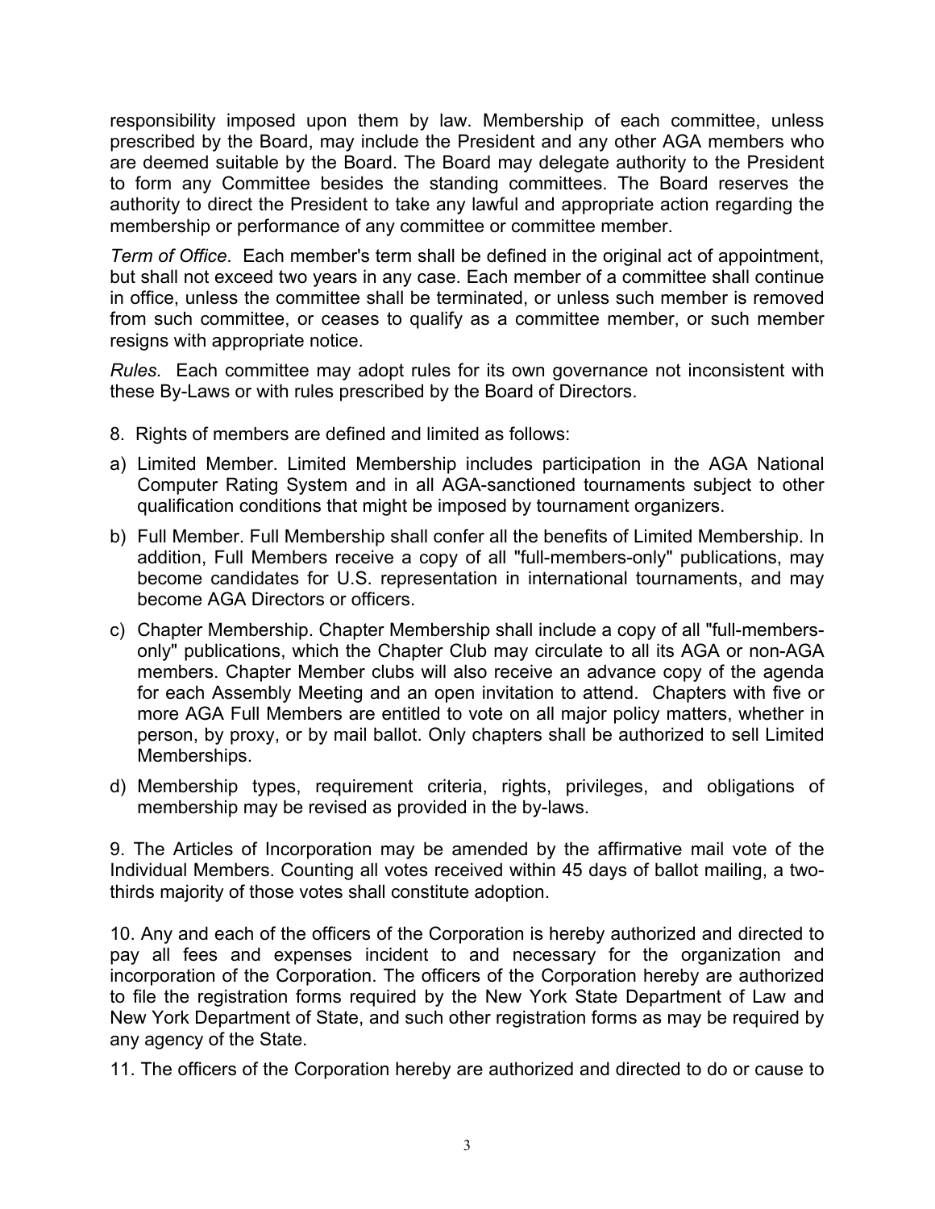responsibility imposed upon them by law. Membership of each committee, unless prescribed by the Board, may include the President and any other AGA members who are deemed suitable by the Board. The Board may delegate authority to the President to form any Committee besides the standing committees. The Board reserves the authority to direct the President to take any lawful and appropriate action regarding the membership or performance of any committee or committee member.

*Term of Office*. Each member's term shall be defined in the original act of appointment, but shall not exceed two years in any case. Each member of a committee shall continue in office, unless the committee shall be terminated, or unless such member is removed from such committee, or ceases to qualify as a committee member, or such member resigns with appropriate notice.

*Rules.* Each committee may adopt rules for its own governance not inconsistent with these By-Laws or with rules prescribed by the Board of Directors.

8. Rights of members are defined and limited as follows:

a) Limited Member. Limited Membership includes participation in the AGA National Computer Rating System and in all AGA-sanctioned tournaments subject to other qualification conditions that might be imposed by tournament organizers.

b) Full Member. Full Membership shall confer all the benefits of Limited Membership. In addition, Full Members receive a copy of all "full-members-only" publications, may become candidates for U.S. representation in international tournaments, and may become AGA Directors or officers.

c) Chapter Membership. Chapter Membership shall include a copy of all "full-members-only" publications, which the Chapter Club may circulate to all its AGA or non-AGA members. Chapter Member clubs will also receive an advance copy of the agenda for each Assembly Meeting and an open invitation to attend. Chapters with five or more AGA Full Members are entitled to vote on all major policy matters, whether in person, by proxy, or by mail ballot. Only chapters shall be authorized to sell Limited Memberships.

d) Membership types, requirement criteria, rights, privileges, and obligations of membership may be revised as provided in the by-laws.

9. The Articles of Incorporation may be amended by the affirmative mail vote of the Individual Members. Counting all votes received within 45 days of ballot mailing, a two-thirds majority of those votes shall constitute adoption.

10. Any and each of the officers of the Corporation is hereby authorized and directed to pay all fees and expenses incident to and necessary for the organization and incorporation of the Corporation. The officers of the Corporation hereby are authorized to file the registration forms required by the New York State Department of Law and New York Department of State, and such other registration forms as may be required by any agency of the State.

11. The officers of the Corporation hereby are authorized and directed to do or cause to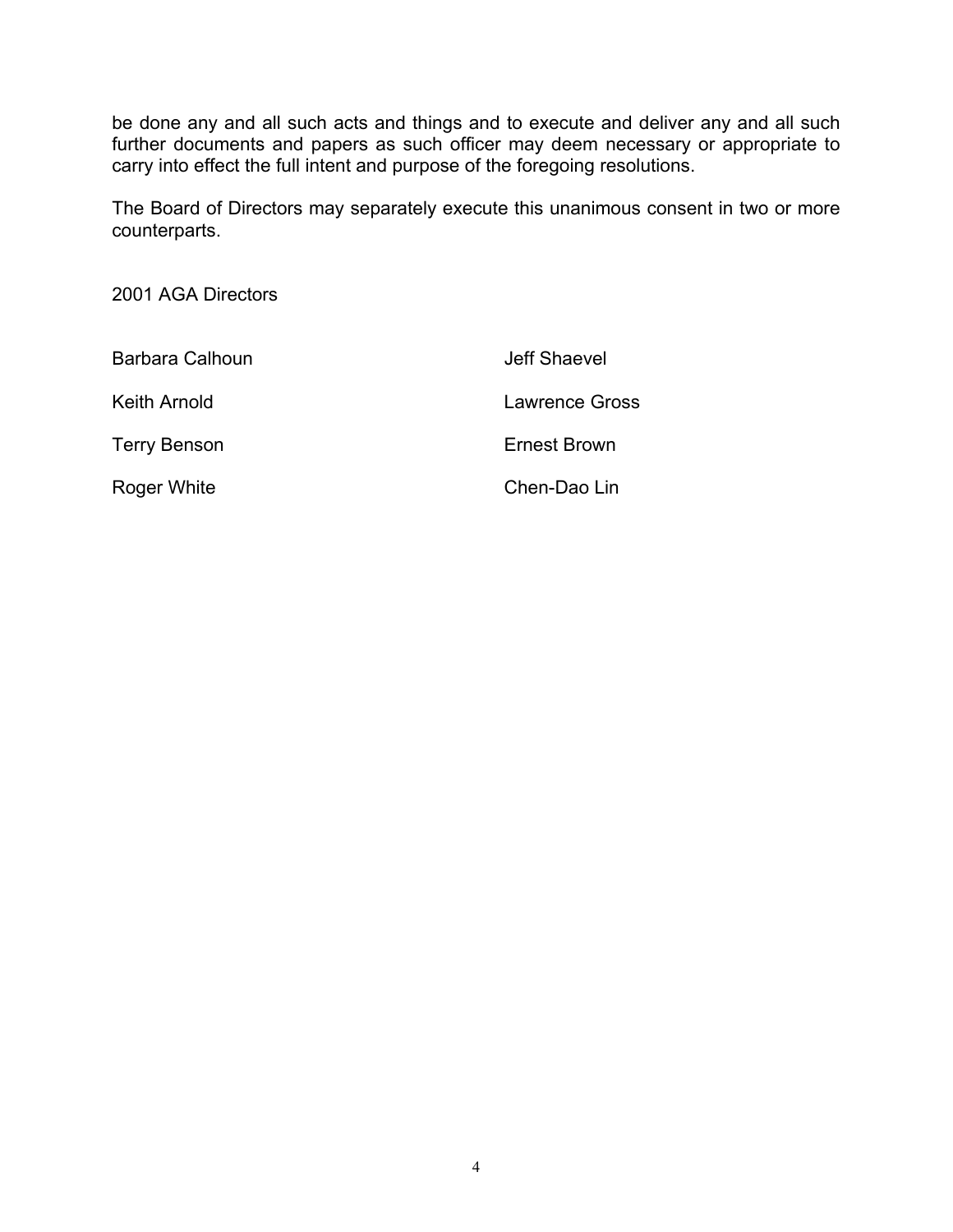be done any and all such acts and things and to execute and deliver any and all such further documents and papers as such officer may deem necessary or appropriate to carry into effect the full intent and purpose of the foregoing resolutions.

The Board of Directors may separately execute this unanimous consent in two or more counterparts.

2001 AGA Directors

| | |
|---|---|
| Barbara Calhoun | Jeff Shaevel |
| Keith Arnold | Lawrence Gross |
| Terry Benson | Ernest Brown |
| Roger White | Chen-Dao Lin |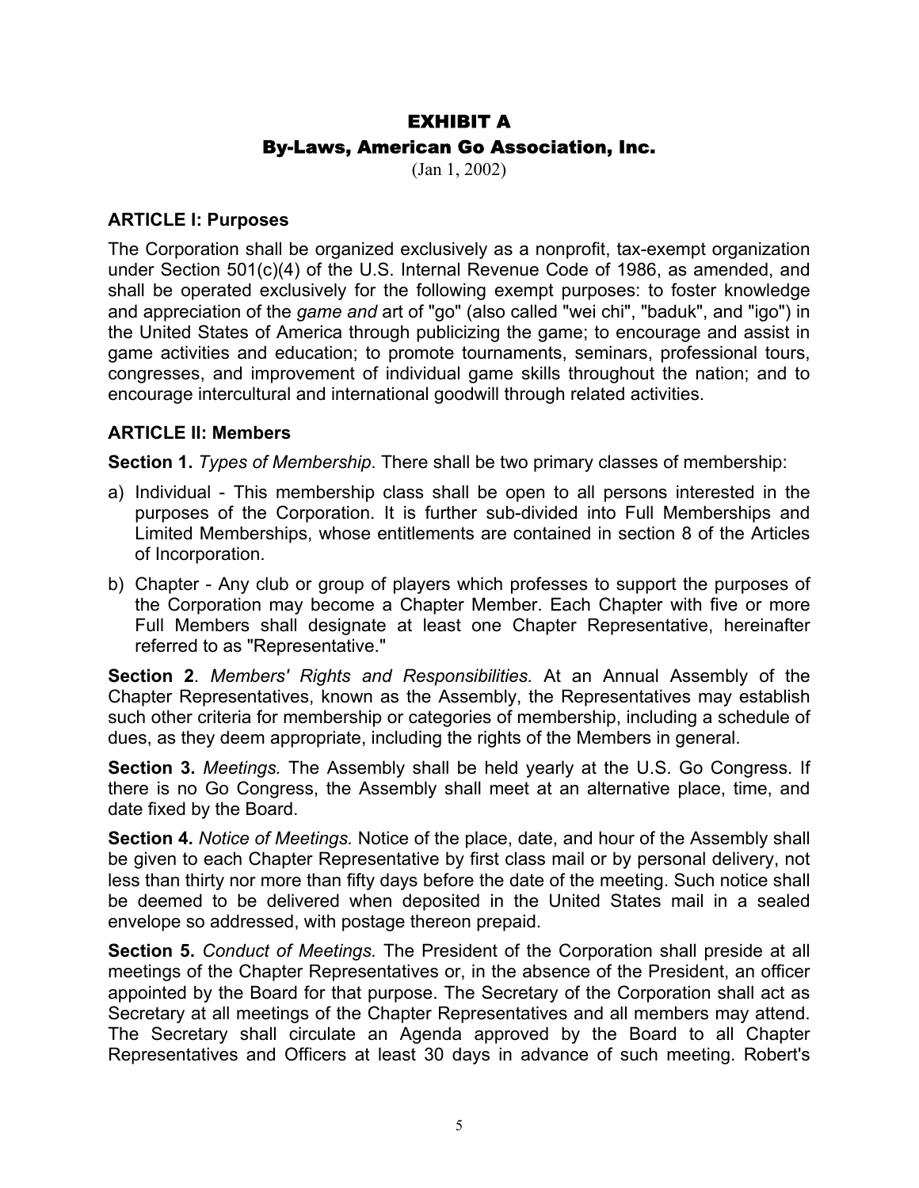## EXHIBIT A

## By-Laws, American Go Association, Inc.

(Jan 1, 2002)

### ARTICLE I: Purposes

The Corporation shall be organized exclusively as a nonprofit, tax-exempt organization under Section 501(c)(4) of the U.S. Internal Revenue Code of 1986, as amended, and shall be operated exclusively for the following exempt purposes: to foster knowledge and appreciation of the *game and* art of "go" (also called "wei chi", "baduk", and "igo") in the United States of America through publicizing the game; to encourage and assist in game activities and education; to promote tournaments, seminars, professional tours, congresses, and improvement of individual game skills throughout the nation; and to encourage intercultural and international goodwill through related activities.

### ARTICLE II: Members

**Section 1.** *Types of Membership*. There shall be two primary classes of membership:

a) Individual - This membership class shall be open to all persons interested in the purposes of the Corporation. It is further sub-divided into Full Memberships and Limited Memberships, whose entitlements are contained in section 8 of the Articles of Incorporation.

b) Chapter - Any club or group of players which professes to support the purposes of the Corporation may become a Chapter Member. Each Chapter with five or more Full Members shall designate at least one Chapter Representative, hereinafter referred to as "Representative."

**Section 2**. *Members' Rights and Responsibilities.* At an Annual Assembly of the Chapter Representatives, known as the Assembly, the Representatives may establish such other criteria for membership or categories of membership, including a schedule of dues, as they deem appropriate, including the rights of the Members in general.

**Section 3.** *Meetings.* The Assembly shall be held yearly at the U.S. Go Congress. If there is no Go Congress, the Assembly shall meet at an alternative place, time, and date fixed by the Board.

**Section 4.** *Notice of Meetings.* Notice of the place, date, and hour of the Assembly shall be given to each Chapter Representative by first class mail or by personal delivery, not less than thirty nor more than fifty days before the date of the meeting. Such notice shall be deemed to be delivered when deposited in the United States mail in a sealed envelope so addressed, with postage thereon prepaid.

**Section 5.** *Conduct of Meetings.* The President of the Corporation shall preside at all meetings of the Chapter Representatives or, in the absence of the President, an officer appointed by the Board for that purpose. The Secretary of the Corporation shall act as Secretary at all meetings of the Chapter Representatives and all members may attend. The Secretary shall circulate an Agenda approved by the Board to all Chapter Representatives and Officers at least 30 days in advance of such meeting. Robert's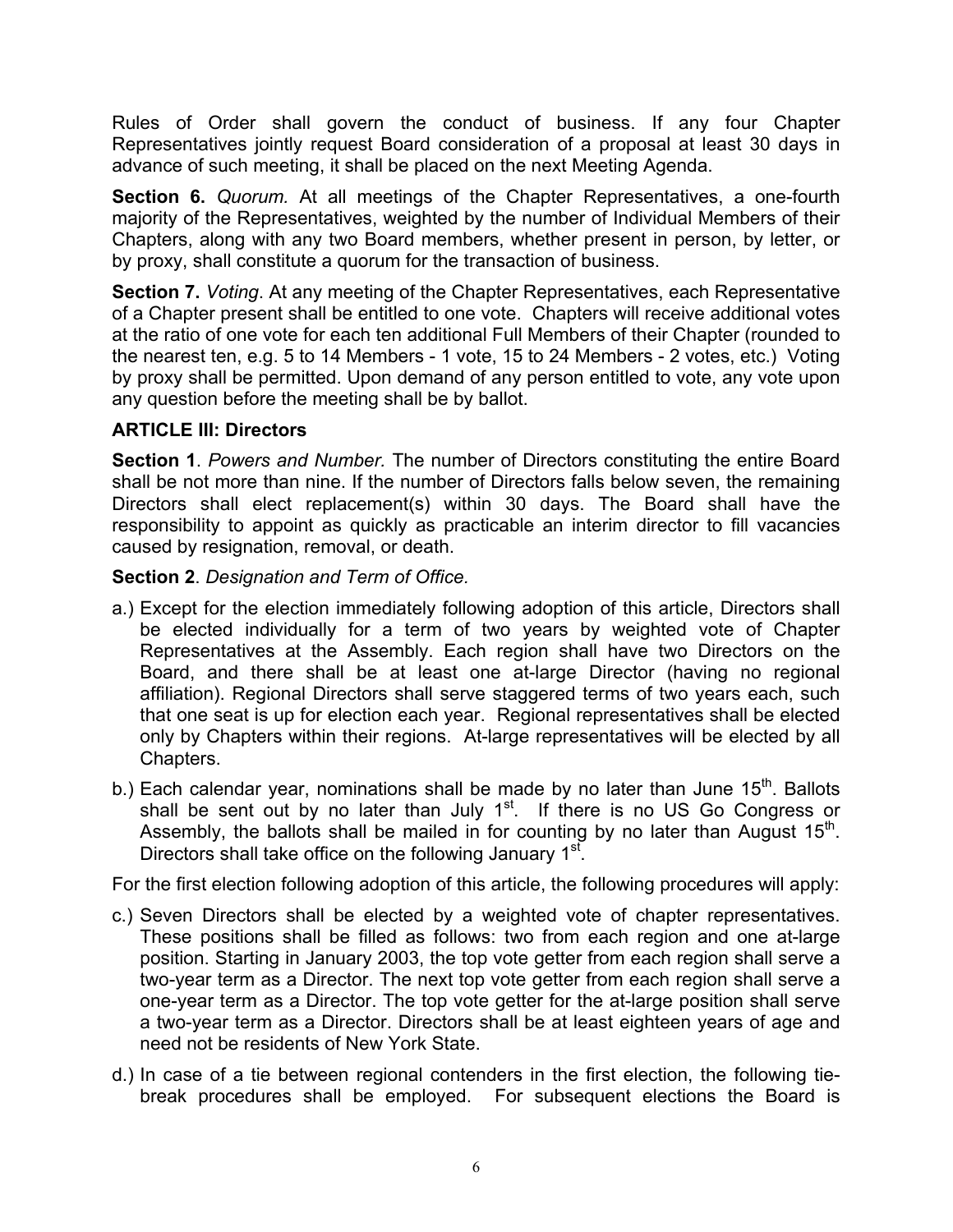Rules of Order shall govern the conduct of business. If any four Chapter Representatives jointly request Board consideration of a proposal at least 30 days in advance of such meeting, it shall be placed on the next Meeting Agenda.

**Section 6.** *Quorum.* At all meetings of the Chapter Representatives, a one-fourth majority of the Representatives, weighted by the number of Individual Members of their Chapters, along with any two Board members, whether present in person, by letter, or by proxy, shall constitute a quorum for the transaction of business.

**Section 7.** *Voting*. At any meeting of the Chapter Representatives, each Representative of a Chapter present shall be entitled to one vote. Chapters will receive additional votes at the ratio of one vote for each ten additional Full Members of their Chapter (rounded to the nearest ten, e.g. 5 to 14 Members - 1 vote, 15 to 24 Members - 2 votes, etc.) Voting by proxy shall be permitted. Upon demand of any person entitled to vote, any vote upon any question before the meeting shall be by ballot.

**ARTICLE III: Directors**

**Section 1**. *Powers and Number.* The number of Directors constituting the entire Board shall be not more than nine. If the number of Directors falls below seven, the remaining Directors shall elect replacement(s) within 30 days. The Board shall have the responsibility to appoint as quickly as practicable an interim director to fill vacancies caused by resignation, removal, or death.

**Section 2**. *Designation and Term of Office.*

a.) Except for the election immediately following adoption of this article, Directors shall be elected individually for a term of two years by weighted vote of Chapter Representatives at the Assembly. Each region shall have two Directors on the Board, and there shall be at least one at-large Director (having no regional affiliation). Regional Directors shall serve staggered terms of two years each, such that one seat is up for election each year. Regional representatives shall be elected only by Chapters within their regions. At-large representatives will be elected by all Chapters.

b.) Each calendar year, nominations shall be made by no later than June 15th. Ballots shall be sent out by no later than July 1st. If there is no US Go Congress or Assembly, the ballots shall be mailed in for counting by no later than August 15th. Directors shall take office on the following January 1st.

For the first election following adoption of this article, the following procedures will apply:

c.) Seven Directors shall be elected by a weighted vote of chapter representatives. These positions shall be filled as follows: two from each region and one at-large position. Starting in January 2003, the top vote getter from each region shall serve a two-year term as a Director. The next top vote getter from each region shall serve a one-year term as a Director. The top vote getter for the at-large position shall serve a two-year term as a Director. Directors shall be at least eighteen years of age and need not be residents of New York State.

d.) In case of a tie between regional contenders in the first election, the following tie-break procedures shall be employed. For subsequent elections the Board is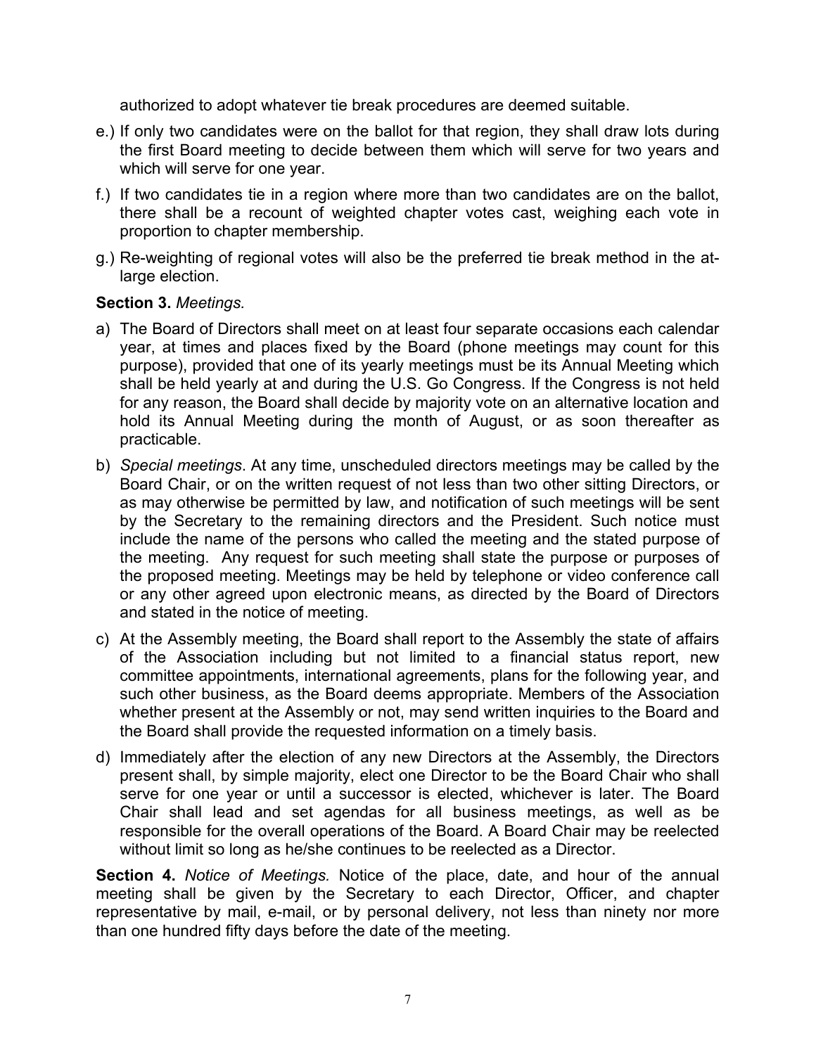authorized to adopt whatever tie break procedures are deemed suitable.

e.) If only two candidates were on the ballot for that region, they shall draw lots during the first Board meeting to decide between them which will serve for two years and which will serve for one year.

f.) If two candidates tie in a region where more than two candidates are on the ballot, there shall be a recount of weighted chapter votes cast, weighing each vote in proportion to chapter membership.

g.) Re-weighting of regional votes will also be the preferred tie break method in the at-large election.

**Section 3.** *Meetings.*

a) The Board of Directors shall meet on at least four separate occasions each calendar year, at times and places fixed by the Board (phone meetings may count for this purpose), provided that one of its yearly meetings must be its Annual Meeting which shall be held yearly at and during the U.S. Go Congress. If the Congress is not held for any reason, the Board shall decide by majority vote on an alternative location and hold its Annual Meeting during the month of August, or as soon thereafter as practicable.

b) *Special meetings*. At any time, unscheduled directors meetings may be called by the Board Chair, or on the written request of not less than two other sitting Directors, or as may otherwise be permitted by law, and notification of such meetings will be sent by the Secretary to the remaining directors and the President. Such notice must include the name of the persons who called the meeting and the stated purpose of the meeting. Any request for such meeting shall state the purpose or purposes of the proposed meeting. Meetings may be held by telephone or video conference call or any other agreed upon electronic means, as directed by the Board of Directors and stated in the notice of meeting.

c) At the Assembly meeting, the Board shall report to the Assembly the state of affairs of the Association including but not limited to a financial status report, new committee appointments, international agreements, plans for the following year, and such other business, as the Board deems appropriate. Members of the Association whether present at the Assembly or not, may send written inquiries to the Board and the Board shall provide the requested information on a timely basis.

d) Immediately after the election of any new Directors at the Assembly, the Directors present shall, by simple majority, elect one Director to be the Board Chair who shall serve for one year or until a successor is elected, whichever is later. The Board Chair shall lead and set agendas for all business meetings, as well as be responsible for the overall operations of the Board. A Board Chair may be reelected without limit so long as he/she continues to be reelected as a Director.

**Section 4.** *Notice of Meetings.* Notice of the place, date, and hour of the annual meeting shall be given by the Secretary to each Director, Officer, and chapter representative by mail, e-mail, or by personal delivery, not less than ninety nor more than one hundred fifty days before the date of the meeting.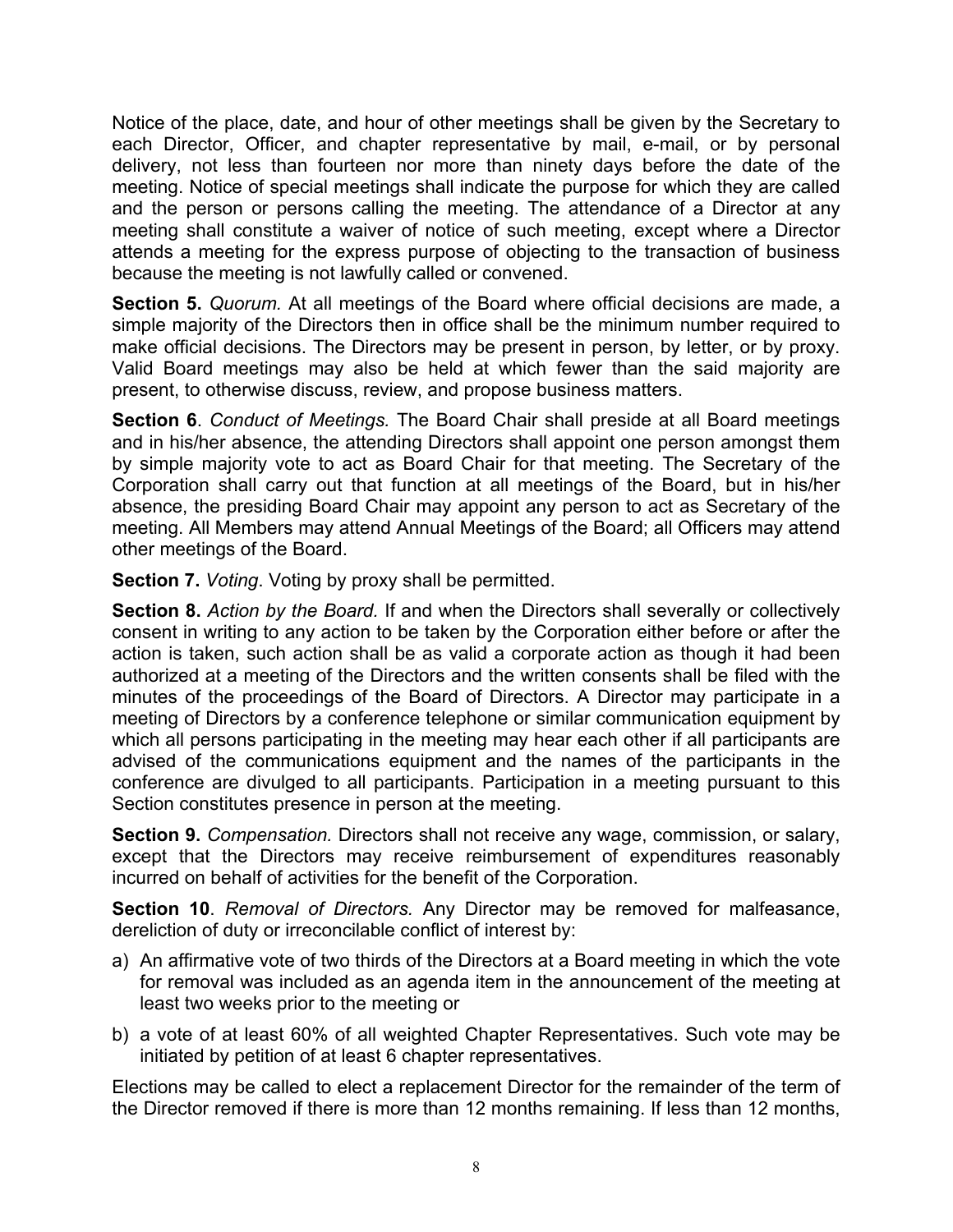Notice of the place, date, and hour of other meetings shall be given by the Secretary to each Director, Officer, and chapter representative by mail, e-mail, or by personal delivery, not less than fourteen nor more than ninety days before the date of the meeting. Notice of special meetings shall indicate the purpose for which they are called and the person or persons calling the meeting. The attendance of a Director at any meeting shall constitute a waiver of notice of such meeting, except where a Director attends a meeting for the express purpose of objecting to the transaction of business because the meeting is not lawfully called or convened.

**Section 5.** *Quorum.* At all meetings of the Board where official decisions are made, a simple majority of the Directors then in office shall be the minimum number required to make official decisions. The Directors may be present in person, by letter, or by proxy. Valid Board meetings may also be held at which fewer than the said majority are present, to otherwise discuss, review, and propose business matters.

**Section 6**. *Conduct of Meetings.* The Board Chair shall preside at all Board meetings and in his/her absence, the attending Directors shall appoint one person amongst them by simple majority vote to act as Board Chair for that meeting. The Secretary of the Corporation shall carry out that function at all meetings of the Board, but in his/her absence, the presiding Board Chair may appoint any person to act as Secretary of the meeting. All Members may attend Annual Meetings of the Board; all Officers may attend other meetings of the Board.

**Section 7.** *Voting*. Voting by proxy shall be permitted.

**Section 8.** *Action by the Board.* If and when the Directors shall severally or collectively consent in writing to any action to be taken by the Corporation either before or after the action is taken, such action shall be as valid a corporate action as though it had been authorized at a meeting of the Directors and the written consents shall be filed with the minutes of the proceedings of the Board of Directors. A Director may participate in a meeting of Directors by a conference telephone or similar communication equipment by which all persons participating in the meeting may hear each other if all participants are advised of the communications equipment and the names of the participants in the conference are divulged to all participants. Participation in a meeting pursuant to this Section constitutes presence in person at the meeting.

**Section 9.** *Compensation.* Directors shall not receive any wage, commission, or salary, except that the Directors may receive reimbursement of expenditures reasonably incurred on behalf of activities for the benefit of the Corporation.

**Section 10**. *Removal of Directors.* Any Director may be removed for malfeasance, dereliction of duty or irreconcilable conflict of interest by:

a) An affirmative vote of two thirds of the Directors at a Board meeting in which the vote for removal was included as an agenda item in the announcement of the meeting at least two weeks prior to the meeting or
b) a vote of at least 60% of all weighted Chapter Representatives. Such vote may be initiated by petition of at least 6 chapter representatives.

Elections may be called to elect a replacement Director for the remainder of the term of the Director removed if there is more than 12 months remaining. If less than 12 months,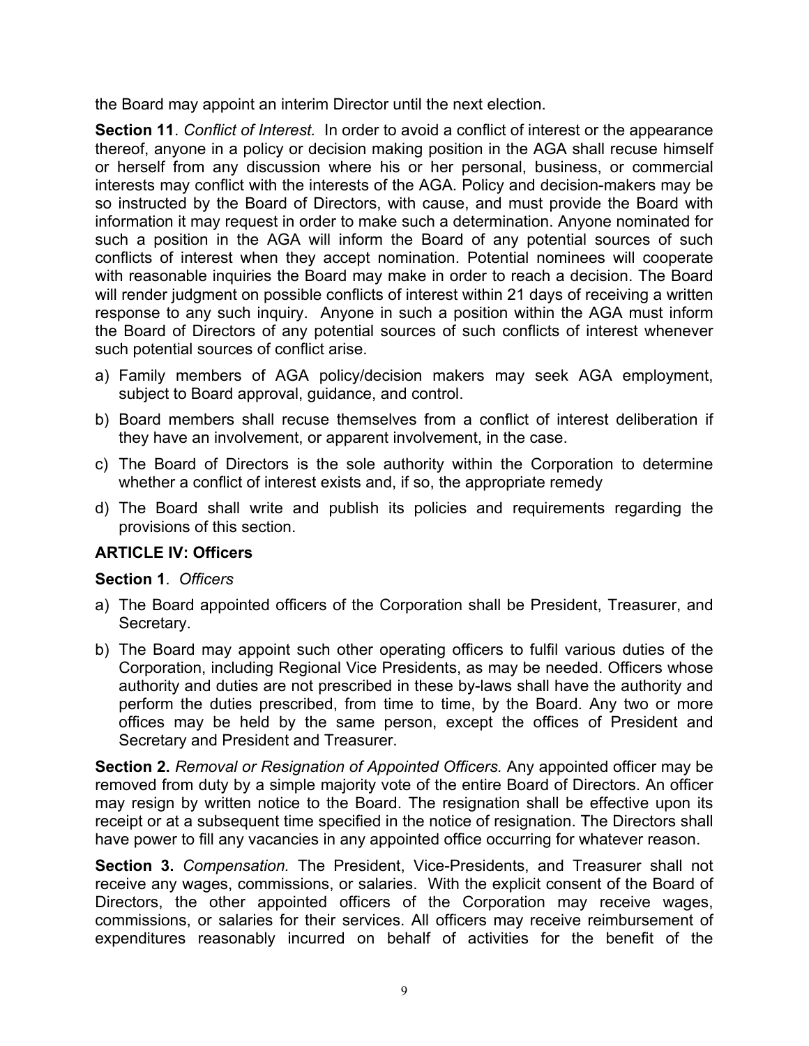the Board may appoint an interim Director until the next election.

**Section 11**. *Conflict of Interest.* In order to avoid a conflict of interest or the appearance thereof, anyone in a policy or decision making position in the AGA shall recuse himself or herself from any discussion where his or her personal, business, or commercial interests may conflict with the interests of the AGA. Policy and decision-makers may be so instructed by the Board of Directors, with cause, and must provide the Board with information it may request in order to make such a determination. Anyone nominated for such a position in the AGA will inform the Board of any potential sources of such conflicts of interest when they accept nomination. Potential nominees will cooperate with reasonable inquiries the Board may make in order to reach a decision. The Board will render judgment on possible conflicts of interest within 21 days of receiving a written response to any such inquiry. Anyone in such a position within the AGA must inform the Board of Directors of any potential sources of such conflicts of interest whenever such potential sources of conflict arise.

a) Family members of AGA policy/decision makers may seek AGA employment, subject to Board approval, guidance, and control.
b) Board members shall recuse themselves from a conflict of interest deliberation if they have an involvement, or apparent involvement, in the case.
c) The Board of Directors is the sole authority within the Corporation to determine whether a conflict of interest exists and, if so, the appropriate remedy
d) The Board shall write and publish its policies and requirements regarding the provisions of this section.

## ARTICLE IV: Officers

**Section 1**. *Officers*

a) The Board appointed officers of the Corporation shall be President, Treasurer, and Secretary.
b) The Board may appoint such other operating officers to fulfil various duties of the Corporation, including Regional Vice Presidents, as may be needed. Officers whose authority and duties are not prescribed in these by-laws shall have the authority and perform the duties prescribed, from time to time, by the Board. Any two or more offices may be held by the same person, except the offices of President and Secretary and President and Treasurer.

**Section 2.** *Removal or Resignation of Appointed Officers.* Any appointed officer may be removed from duty by a simple majority vote of the entire Board of Directors. An officer may resign by written notice to the Board. The resignation shall be effective upon its receipt or at a subsequent time specified in the notice of resignation. The Directors shall have power to fill any vacancies in any appointed office occurring for whatever reason.

**Section 3.** *Compensation.* The President, Vice-Presidents, and Treasurer shall not receive any wages, commissions, or salaries. With the explicit consent of the Board of Directors, the other appointed officers of the Corporation may receive wages, commissions, or salaries for their services. All officers may receive reimbursement of expenditures reasonably incurred on behalf of activities for the benefit of the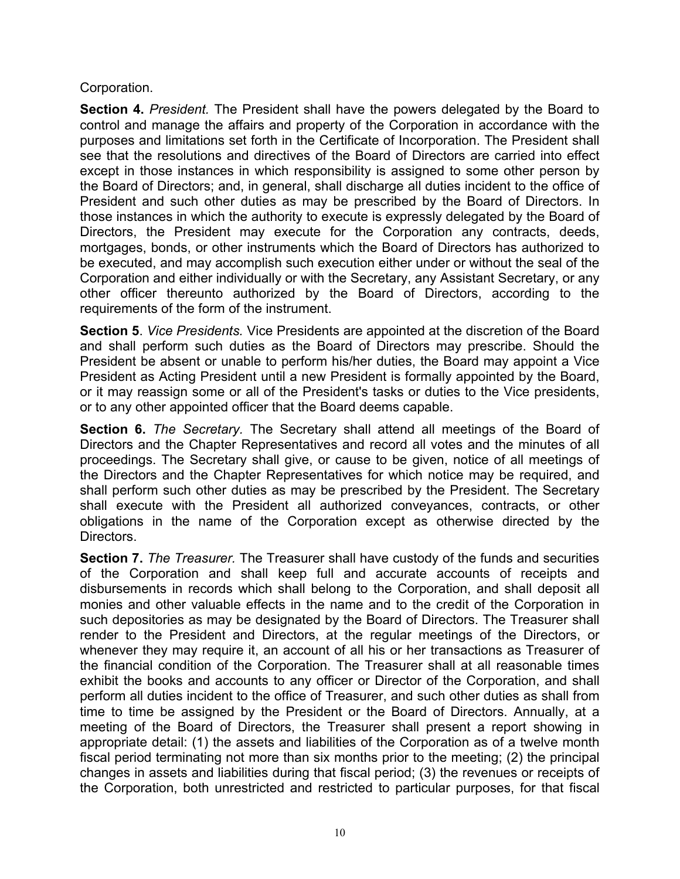Corporation.

**Section 4.** *President.* The President shall have the powers delegated by the Board to control and manage the affairs and property of the Corporation in accordance with the purposes and limitations set forth in the Certificate of Incorporation. The President shall see that the resolutions and directives of the Board of Directors are carried into effect except in those instances in which responsibility is assigned to some other person by the Board of Directors; and, in general, shall discharge all duties incident to the office of President and such other duties as may be prescribed by the Board of Directors. In those instances in which the authority to execute is expressly delegated by the Board of Directors, the President may execute for the Corporation any contracts, deeds, mortgages, bonds, or other instruments which the Board of Directors has authorized to be executed, and may accomplish such execution either under or without the seal of the Corporation and either individually or with the Secretary, any Assistant Secretary, or any other officer thereunto authorized by the Board of Directors, according to the requirements of the form of the instrument.

**Section 5**. *Vice Presidents.* Vice Presidents are appointed at the discretion of the Board and shall perform such duties as the Board of Directors may prescribe. Should the President be absent or unable to perform his/her duties, the Board may appoint a Vice President as Acting President until a new President is formally appointed by the Board, or it may reassign some or all of the President's tasks or duties to the Vice presidents, or to any other appointed officer that the Board deems capable.

**Section 6.** *The Secretary.* The Secretary shall attend all meetings of the Board of Directors and the Chapter Representatives and record all votes and the minutes of all proceedings. The Secretary shall give, or cause to be given, notice of all meetings of the Directors and the Chapter Representatives for which notice may be required, and shall perform such other duties as may be prescribed by the President. The Secretary shall execute with the President all authorized conveyances, contracts, or other obligations in the name of the Corporation except as otherwise directed by the Directors.

**Section 7.** *The Treasurer.* The Treasurer shall have custody of the funds and securities of the Corporation and shall keep full and accurate accounts of receipts and disbursements in records which shall belong to the Corporation, and shall deposit all monies and other valuable effects in the name and to the credit of the Corporation in such depositories as may be designated by the Board of Directors. The Treasurer shall render to the President and Directors, at the regular meetings of the Directors, or whenever they may require it, an account of all his or her transactions as Treasurer of the financial condition of the Corporation. The Treasurer shall at all reasonable times exhibit the books and accounts to any officer or Director of the Corporation, and shall perform all duties incident to the office of Treasurer, and such other duties as shall from time to time be assigned by the President or the Board of Directors. Annually, at a meeting of the Board of Directors, the Treasurer shall present a report showing in appropriate detail: (1) the assets and liabilities of the Corporation as of a twelve month fiscal period terminating not more than six months prior to the meeting; (2) the principal changes in assets and liabilities during that fiscal period; (3) the revenues or receipts of the Corporation, both unrestricted and restricted to particular purposes, for that fiscal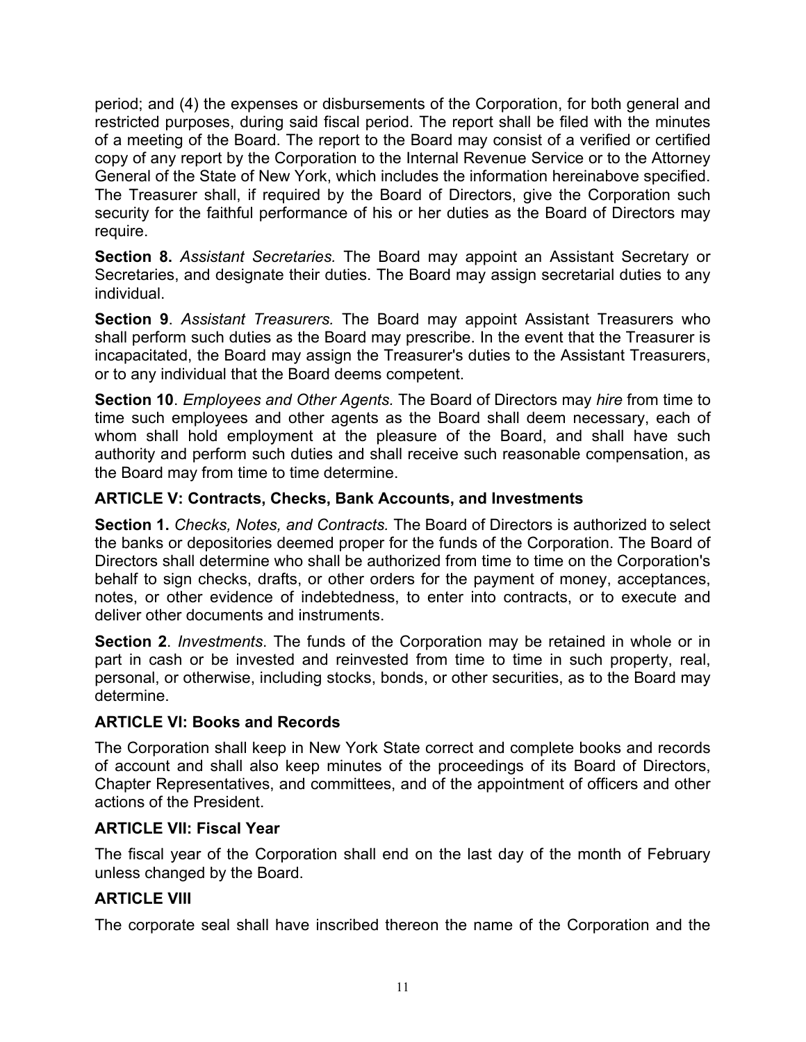period; and (4) the expenses or disbursements of the Corporation, for both general and restricted purposes, during said fiscal period. The report shall be filed with the minutes of a meeting of the Board. The report to the Board may consist of a verified or certified copy of any report by the Corporation to the Internal Revenue Service or to the Attorney General of the State of New York, which includes the information hereinabove specified. The Treasurer shall, if required by the Board of Directors, give the Corporation such security for the faithful performance of his or her duties as the Board of Directors may require.

**Section 8.** *Assistant Secretaries.* The Board may appoint an Assistant Secretary or Secretaries, and designate their duties. The Board may assign secretarial duties to any individual.

**Section 9**. *Assistant Treasurers.* The Board may appoint Assistant Treasurers who shall perform such duties as the Board may prescribe. In the event that the Treasurer is incapacitated, the Board may assign the Treasurer's duties to the Assistant Treasurers, or to any individual that the Board deems competent.

**Section 10**. *Employees and Other Agents.* The Board of Directors may *hire* from time to time such employees and other agents as the Board shall deem necessary, each of whom shall hold employment at the pleasure of the Board, and shall have such authority and perform such duties and shall receive such reasonable compensation, as the Board may from time to time determine.

### ARTICLE V: Contracts, Checks, Bank Accounts, and Investments

**Section 1.** *Checks, Notes, and Contracts.* The Board of Directors is authorized to select the banks or depositories deemed proper for the funds of the Corporation. The Board of Directors shall determine who shall be authorized from time to time on the Corporation's behalf to sign checks, drafts, or other orders for the payment of money, acceptances, notes, or other evidence of indebtedness, to enter into contracts, or to execute and deliver other documents and instruments.

**Section 2**. *Investments*. The funds of the Corporation may be retained in whole or in part in cash or be invested and reinvested from time to time in such property, real, personal, or otherwise, including stocks, bonds, or other securities, as to the Board may determine.

### ARTICLE VI: Books and Records

The Corporation shall keep in New York State correct and complete books and records of account and shall also keep minutes of the proceedings of its Board of Directors, Chapter Representatives, and committees, and of the appointment of officers and other actions of the President.

### ARTICLE VII: Fiscal Year

The fiscal year of the Corporation shall end on the last day of the month of February unless changed by the Board.

### ARTICLE VIII

The corporate seal shall have inscribed thereon the name of the Corporation and the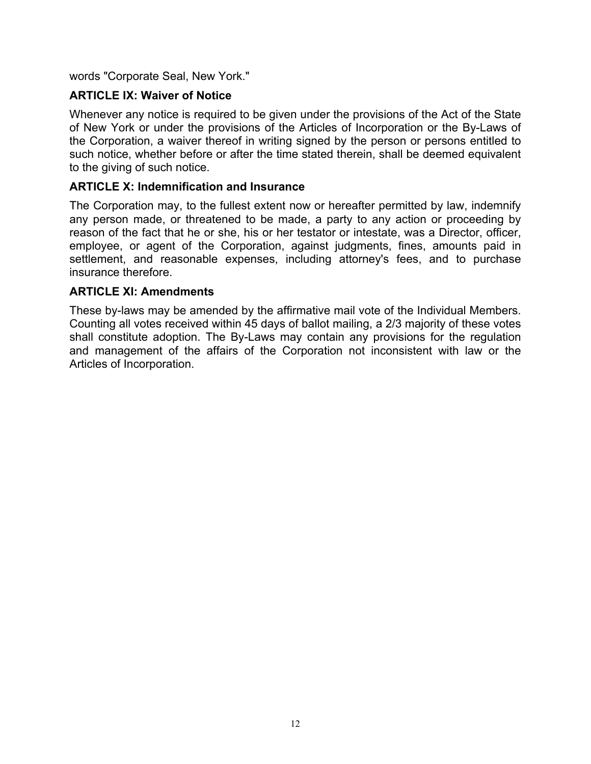words "Corporate Seal, New York."

### ARTICLE IX: Waiver of Notice

Whenever any notice is required to be given under the provisions of the Act of the State of New York or under the provisions of the Articles of Incorporation or the By-Laws of the Corporation, a waiver thereof in writing signed by the person or persons entitled to such notice, whether before or after the time stated therein, shall be deemed equivalent to the giving of such notice.

### ARTICLE X: Indemnification and Insurance

The Corporation may, to the fullest extent now or hereafter permitted by law, indemnify any person made, or threatened to be made, a party to any action or proceeding by reason of the fact that he or she, his or her testator or intestate, was a Director, officer, employee, or agent of the Corporation, against judgments, fines, amounts paid in settlement, and reasonable expenses, including attorney's fees, and to purchase insurance therefore.

### ARTICLE XI: Amendments

These by-laws may be amended by the affirmative mail vote of the Individual Members. Counting all votes received within 45 days of ballot mailing, a 2/3 majority of these votes shall constitute adoption. The By-Laws may contain any provisions for the regulation and management of the affairs of the Corporation not inconsistent with law or the Articles of Incorporation.